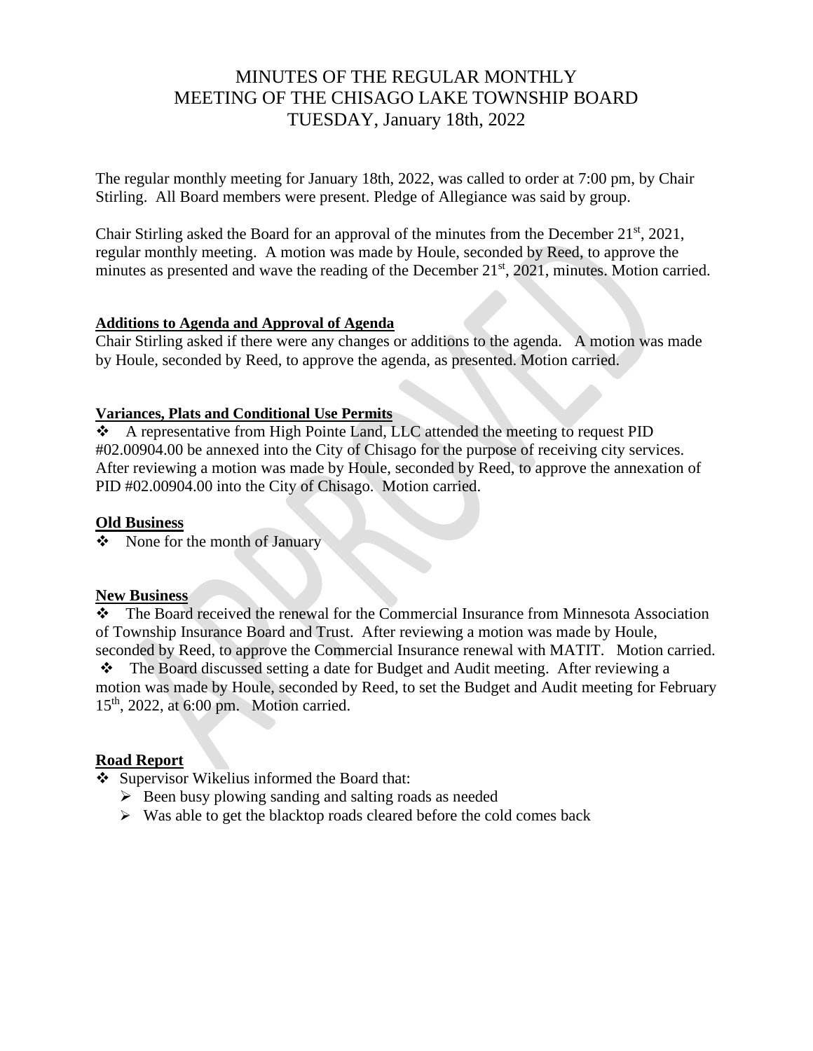# MINUTES OF THE REGULAR MONTHLY MEETING OF THE CHISAGO LAKE TOWNSHIP BOARD TUESDAY, January 18th, 2022

The regular monthly meeting for January 18th, 2022, was called to order at 7:00 pm, by Chair Stirling. All Board members were present. Pledge of Allegiance was said by group.

Chair Stirling asked the Board for an approval of the minutes from the December 21st, 2021, regular monthly meeting. A motion was made by Houle, seconded by Reed, to approve the minutes as presented and wave the reading of the December 21st, 2021, minutes. Motion carried.

**Additions to Agenda and Approval of Agenda**

Chair Stirling asked if there were any changes or additions to the agenda. A motion was made by Houle, seconded by Reed, to approve the agenda, as presented. Motion carried.

**Variances, Plats and Conditional Use Permits**

- A representative from High Pointe Land, LLC attended the meeting to request PID #02.00904.00 be annexed into the City of Chisago for the purpose of receiving city services. After reviewing a motion was made by Houle, seconded by Reed, to approve the annexation of PID #02.00904.00 into the City of Chisago. Motion carried.

**Old Business**

- None for the month of January

**New Business**

- The Board received the renewal for the Commercial Insurance from Minnesota Association of Township Insurance Board and Trust. After reviewing a motion was made by Houle, seconded by Reed, to approve the Commercial Insurance renewal with MATIT. Motion carried.
- The Board discussed setting a date for Budget and Audit meeting. After reviewing a motion was made by Houle, seconded by Reed, to set the Budget and Audit meeting for February 15th, 2022, at 6:00 pm. Motion carried.

**Road Report**

- Supervisor Wikelius informed the Board that:
  - Been busy plowing sanding and salting roads as needed
  - Was able to get the blacktop roads cleared before the cold comes back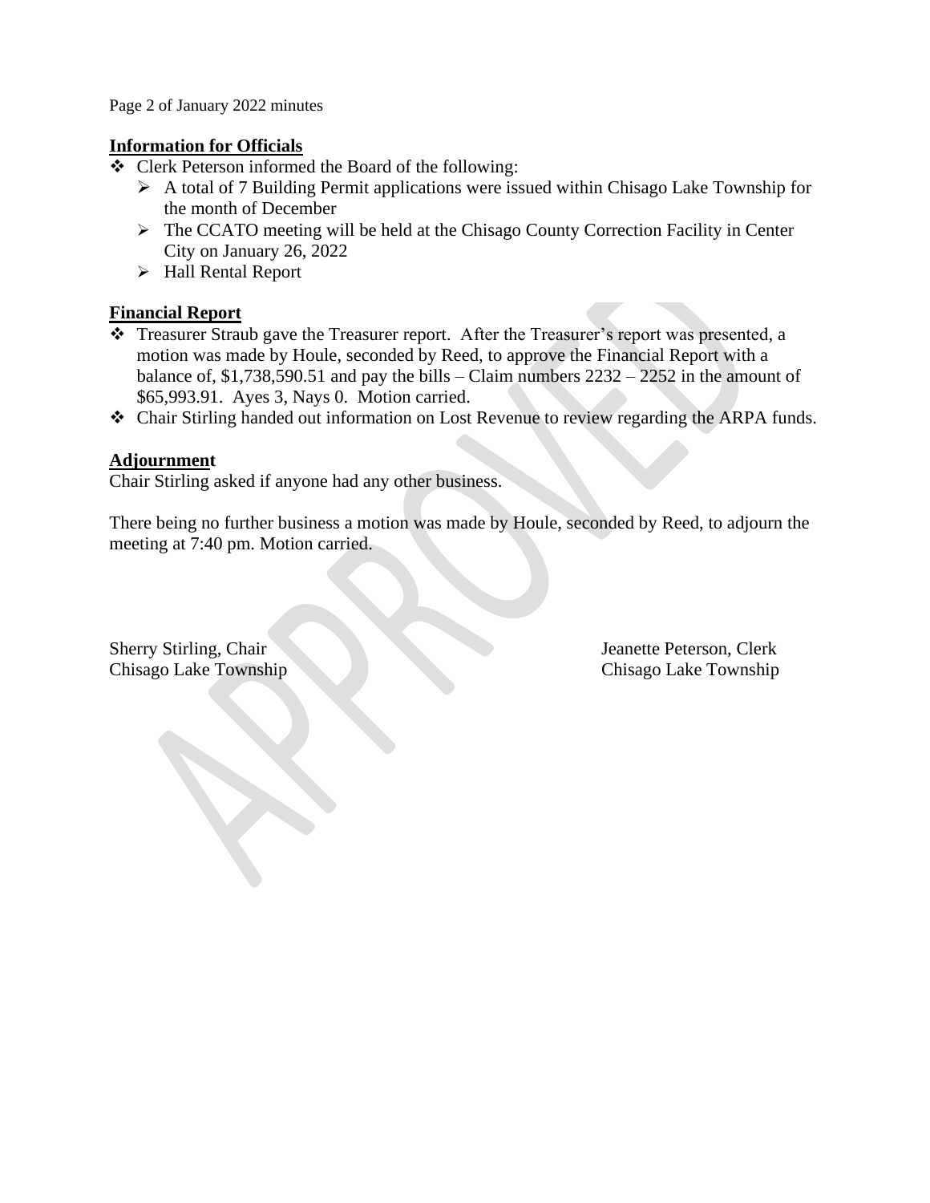## Information for Officials

- Clerk Peterson informed the Board of the following:
  - A total of 7 Building Permit applications were issued within Chisago Lake Township for the month of December
  - The CCATO meeting will be held at the Chisago County Correction Facility in Center City on January 26, 2022
  - Hall Rental Report

## Financial Report

- Treasurer Straub gave the Treasurer report. After the Treasurer's report was presented, a motion was made by Houle, seconded by Reed, to approve the Financial Report with a balance of, $1,738,590.51 and pay the bills – Claim numbers 2232 – 2252 in the amount of $65,993.91. Ayes 3, Nays 0. Motion carried.
- Chair Stirling handed out information on Lost Revenue to review regarding the ARPA funds.

## Adjournment

Chair Stirling asked if anyone had any other business.

There being no further business a motion was made by Houle, seconded by Reed, to adjourn the meeting at 7:40 pm. Motion carried.

Sherry Stirling, Chair
Chisago Lake Township

Jeanette Peterson, Clerk
Chisago Lake Township

APPROVED